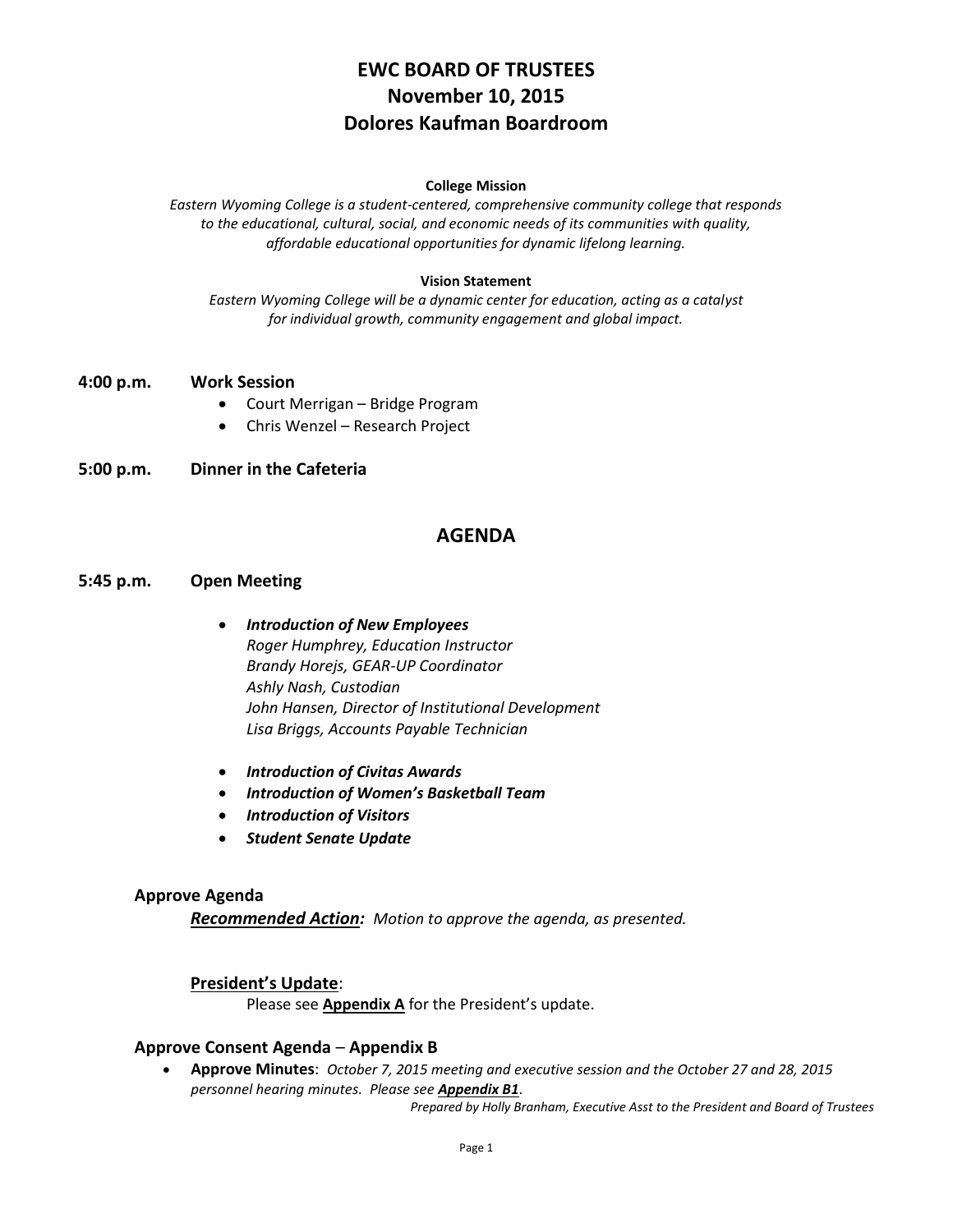# EWC BOARD OF TRUSTEES
# November 10, 2015
# Dolores Kaufman Boardroom

**College Mission**

*Eastern Wyoming College is a student-centered, comprehensive community college that responds to the educational, cultural, social, and economic needs of its communities with quality, affordable educational opportunities for dynamic lifelong learning.*

**Vision Statement**

*Eastern Wyoming College will be a dynamic center for education, acting as a catalyst for individual growth, community engagement and global impact.*

**4:00 p.m.** **Work Session**

- Court Merrigan – Bridge Program
- Chris Wenzel – Research Project

**5:00 p.m.** **Dinner in the Cafeteria**

## AGENDA

**5:45 p.m.** **Open Meeting**

- ***Introduction of New Employees***
  *Roger Humphrey, Education Instructor*
  *Brandy Horejs, GEAR-UP Coordinator*
  *Ashly Nash, Custodian*
  *John Hansen, Director of Institutional Development*
  *Lisa Briggs, Accounts Payable Technician*

- ***Introduction of Civitas Awards***
- ***Introduction of Women's Basketball Team***
- ***Introduction of Visitors***
- ***Student Senate Update***

### Approve Agenda

***Recommended Action:*** *Motion to approve the agenda, as presented.*

**President's Update**:

Please see **Appendix A** for the President's update.

### Approve Consent Agenda – Appendix B

- **Approve Minutes**: *October 7, 2015 meeting and executive session and the October 27 and 28, 2015 personnel hearing minutes. Please see* ***Appendix B1****.*

*Prepared by Holly Branham, Executive Asst to the President and Board of Trustees*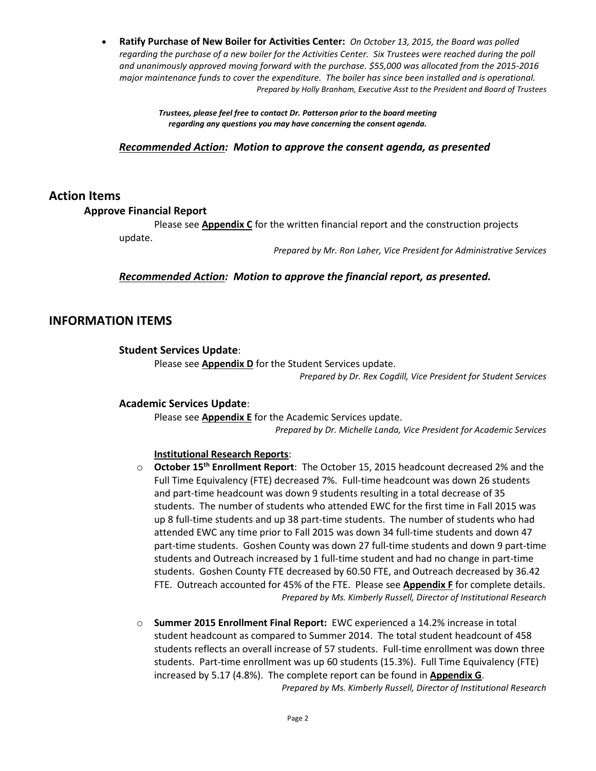- **Ratify Purchase of New Boiler for Activities Center:** *On October 13, 2015, the Board was polled regarding the purchase of a new boiler for the Activities Center. Six Trustees were reached during the poll and unanimously approved moving forward with the purchase. $55,000 was allocated from the 2015-2016 major maintenance funds to cover the expenditure. The boiler has since been installed and is operational.*

  *Prepared by Holly Branham, Executive Asst to the President and Board of Trustees*

***Trustees, please feel free to contact Dr. Patterson prior to the board meeting regarding any questions you may have concerning the consent agenda.***

***Recommended Action:* *Motion to approve the consent agenda, as presented***

## Action Items

### Approve Financial Report

Please see **Appendix C** for the written financial report and the construction projects update.

*Prepared by Mr. Ron Laher, Vice President for Administrative Services*

***Recommended Action:* *Motion to approve the financial report, as presented.***

## INFORMATION ITEMS

### Student Services Update:

Please see **Appendix D** for the Student Services update.

*Prepared by Dr. Rex Cogdill, Vice President for Student Services*

### Academic Services Update:

Please see **Appendix E** for the Academic Services update.

*Prepared by Dr. Michelle Landa, Vice President for Academic Services*

**Institutional Research Reports**:

- **October 15th Enrollment Report**: The October 15, 2015 headcount decreased 2% and the Full Time Equivalency (FTE) decreased 7%. Full-time headcount was down 26 students and part-time headcount was down 9 students resulting in a total decrease of 35 students. The number of students who attended EWC for the first time in Fall 2015 was up 8 full-time students and up 38 part-time students. The number of students who had attended EWC any time prior to Fall 2015 was down 34 full-time students and down 47 part-time students. Goshen County was down 27 full-time students and down 9 part-time students and Outreach increased by 1 full-time student and had no change in part-time students. Goshen County FTE decreased by 60.50 FTE, and Outreach decreased by 36.42 FTE. Outreach accounted for 45% of the FTE. Please see **Appendix F** for complete details.

  *Prepared by Ms. Kimberly Russell, Director of Institutional Research*

- **Summer 2015 Enrollment Final Report:** EWC experienced a 14.2% increase in total student headcount as compared to Summer 2014. The total student headcount of 458 students reflects an overall increase of 57 students. Full-time enrollment was down three students. Part-time enrollment was up 60 students (15.3%). Full Time Equivalency (FTE) increased by 5.17 (4.8%). The complete report can be found in **Appendix G**.

  *Prepared by Ms. Kimberly Russell, Director of Institutional Research*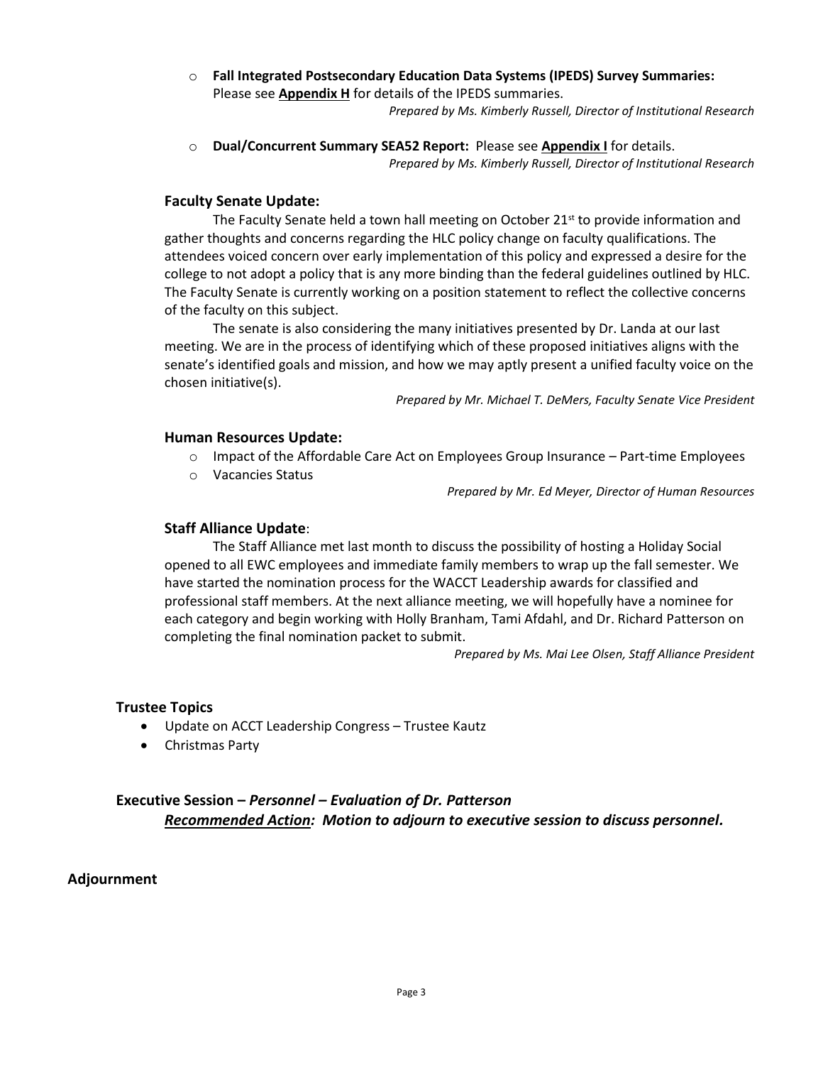- **Fall Integrated Postsecondary Education Data Systems (IPEDS) Survey Summaries:** Please see **Appendix H** for details of the IPEDS summaries.

  *Prepared by Ms. Kimberly Russell, Director of Institutional Research*

- **Dual/Concurrent Summary SEA52 Report:** Please see **Appendix I** for details.

  *Prepared by Ms. Kimberly Russell, Director of Institutional Research*

### Faculty Senate Update:

The Faculty Senate held a town hall meeting on October 21st to provide information and gather thoughts and concerns regarding the HLC policy change on faculty qualifications. The attendees voiced concern over early implementation of this policy and expressed a desire for the college to not adopt a policy that is any more binding than the federal guidelines outlined by HLC. The Faculty Senate is currently working on a position statement to reflect the collective concerns of the faculty on this subject.

The senate is also considering the many initiatives presented by Dr. Landa at our last meeting. We are in the process of identifying which of these proposed initiatives aligns with the senate's identified goals and mission, and how we may aptly present a unified faculty voice on the chosen initiative(s).

*Prepared by Mr. Michael T. DeMers, Faculty Senate Vice President*

### Human Resources Update:

- Impact of the Affordable Care Act on Employees Group Insurance – Part-time Employees
- Vacancies Status

*Prepared by Mr. Ed Meyer, Director of Human Resources*

### Staff Alliance Update:

The Staff Alliance met last month to discuss the possibility of hosting a Holiday Social opened to all EWC employees and immediate family members to wrap up the fall semester. We have started the nomination process for the WACCT Leadership awards for classified and professional staff members. At the next alliance meeting, we will hopefully have a nominee for each category and begin working with Holly Branham, Tami Afdahl, and Dr. Richard Patterson on completing the final nomination packet to submit.

*Prepared by Ms. Mai Lee Olsen, Staff Alliance President*

### Trustee Topics

- Update on ACCT Leadership Congress – Trustee Kautz
- Christmas Party

### Executive Session – *Personnel – Evaluation of Dr. Patterson*

***Recommended Action:* *Motion to adjourn to executive session to discuss personnel.***

## Adjournment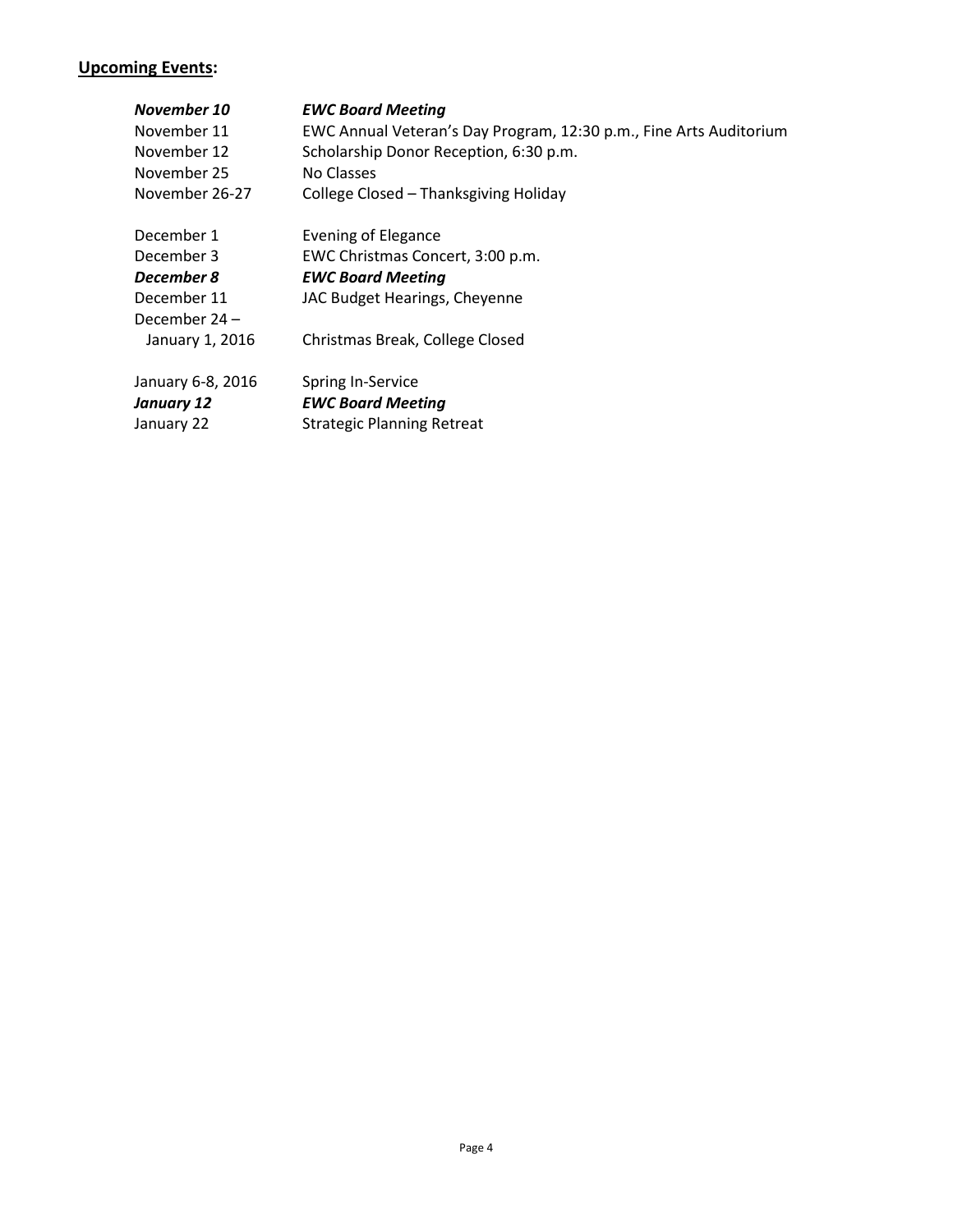**<u>Upcoming Events</u>:**

| | |
|---|---|
| ***November 10*** | ***EWC Board Meeting*** |
| November 11 | EWC Annual Veteran's Day Program, 12:30 p.m., Fine Arts Auditorium |
| November 12 | Scholarship Donor Reception, 6:30 p.m. |
| November 25 | No Classes |
| November 26-27 | College Closed – Thanksgiving Holiday |
| December 1 | Evening of Elegance |
| December 3 | EWC Christmas Concert, 3:00 p.m. |
| ***December 8*** | ***EWC Board Meeting*** |
| December 11 | JAC Budget Hearings, Cheyenne |
| December 24 – January 1, 2016 | Christmas Break, College Closed |
| January 6-8, 2016 | Spring In-Service |
| ***January 12*** | ***EWC Board Meeting*** |
| January 22 | Strategic Planning Retreat |